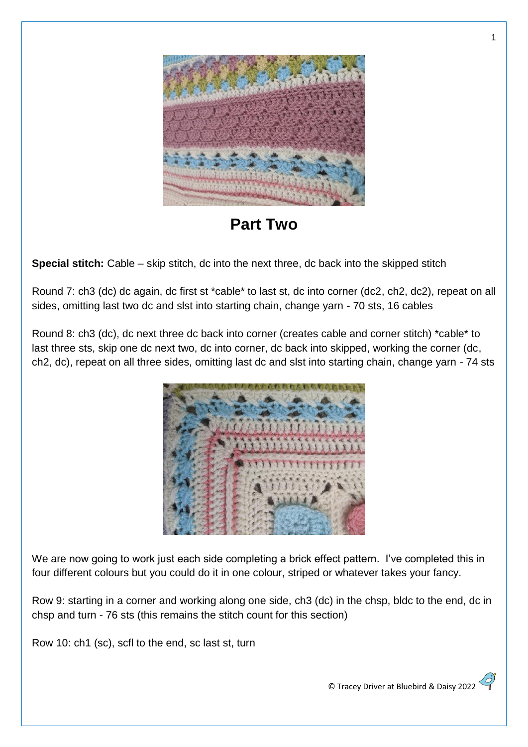# Part Two

**Special stitch:** Cable – skip stitch, dc into the next three, dc back into the skipped stitch

Round 7: ch3 (dc) dc again, dc first st *cable* to last st, dc into corner (dc2, ch2, dc2), repeat on all sides, omitting last two dc and slst into starting chain, change yarn - 70 sts, 16 cables

Round 8: ch3 (dc), dc next three dc back into corner (creates cable and corner stitch) *cable* to last three sts, skip one dc next two, dc into corner, dc back into skipped, working the corner (dc, ch2, dc), repeat on all three sides, omitting last dc and slst into starting chain, change yarn - 74 sts

We are now going to work just each side completing a brick effect pattern. I've completed this in four different colours but you could do it in one colour, striped or whatever takes your fancy.

Row 9: starting in a corner and working along one side, ch3 (dc) in the chsp, bldc to the end, dc in chsp and turn - 76 sts (this remains the stitch count for this section)

Row 10: ch1 (sc), scfl to the end, sc last st, turn

© Tracey Driver at Bluebird & Daisy 2022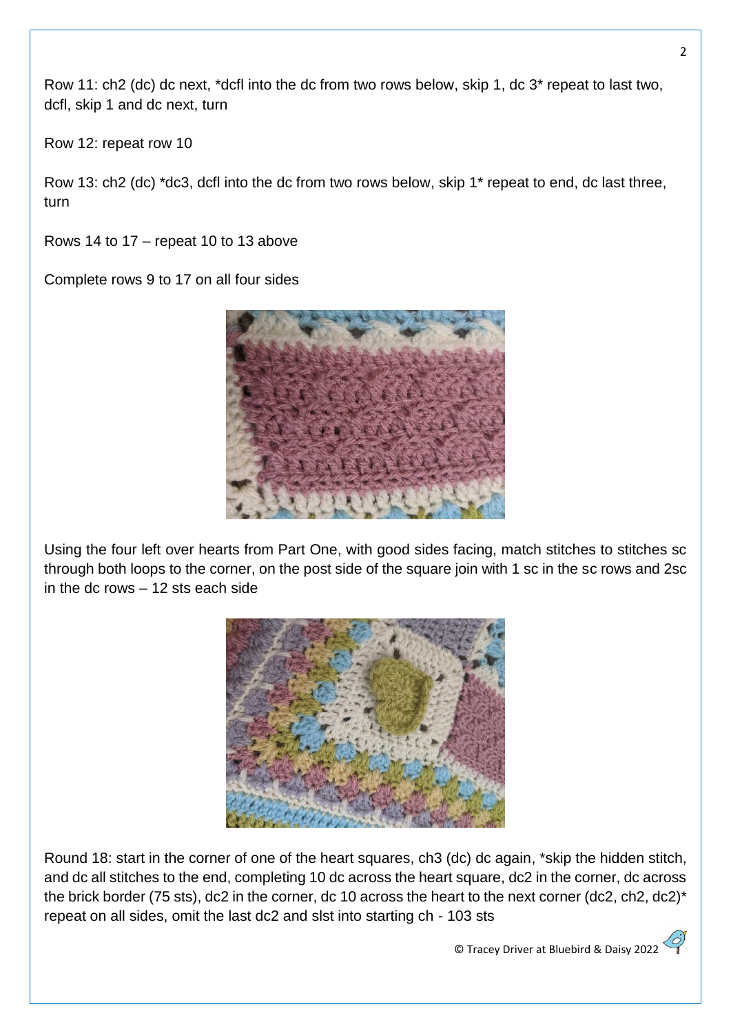Row 11: ch2 (dc) dc next, *dcfl into the dc from two rows below, skip 1, dc 3* repeat to last two, dcfl, skip 1 and dc next, turn

Row 12: repeat row 10

Row 13: ch2 (dc) *dc3, dcfl into the dc from two rows below, skip 1* repeat to end, dc last three, turn

Rows 14 to 17 – repeat 10 to 13 above

Complete rows 9 to 17 on all four sides

Using the four left over hearts from Part One, with good sides facing, match stitches to stitches sc through both loops to the corner, on the post side of the square join with 1 sc in the sc rows and 2sc in the dc rows – 12 sts each side

Round 18: start in the corner of one of the heart squares, ch3 (dc) dc again, *skip the hidden stitch, and dc all stitches to the end, completing 10 dc across the heart square, dc2 in the corner, dc across the brick border (75 sts), dc2 in the corner, dc 10 across the heart to the next corner (dc2, ch2, dc2)* repeat on all sides, omit the last dc2 and slst into starting ch - 103 sts

© Tracey Driver at Bluebird & Daisy 2022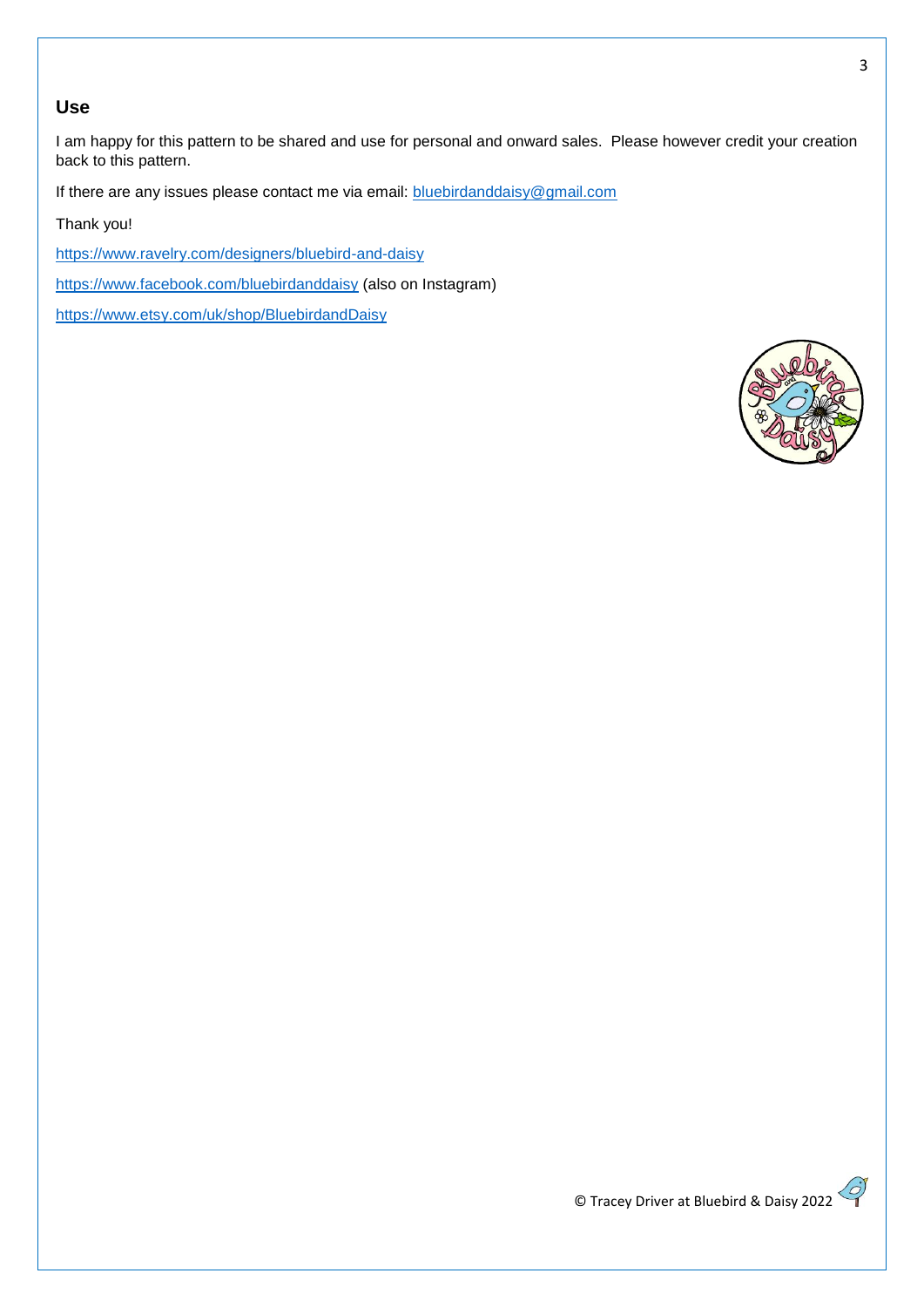## Use

I am happy for this pattern to be shared and use for personal and onward sales. Please however credit your creation back to this pattern.

If there are any issues please contact me via email: bluebirdanddaisy@gmail.com

Thank you!

https://www.ravelry.com/designers/bluebird-and-daisy

https://www.facebook.com/bluebirdanddaisy (also on Instagram)

https://www.etsy.com/uk/shop/BluebirdandDaisy